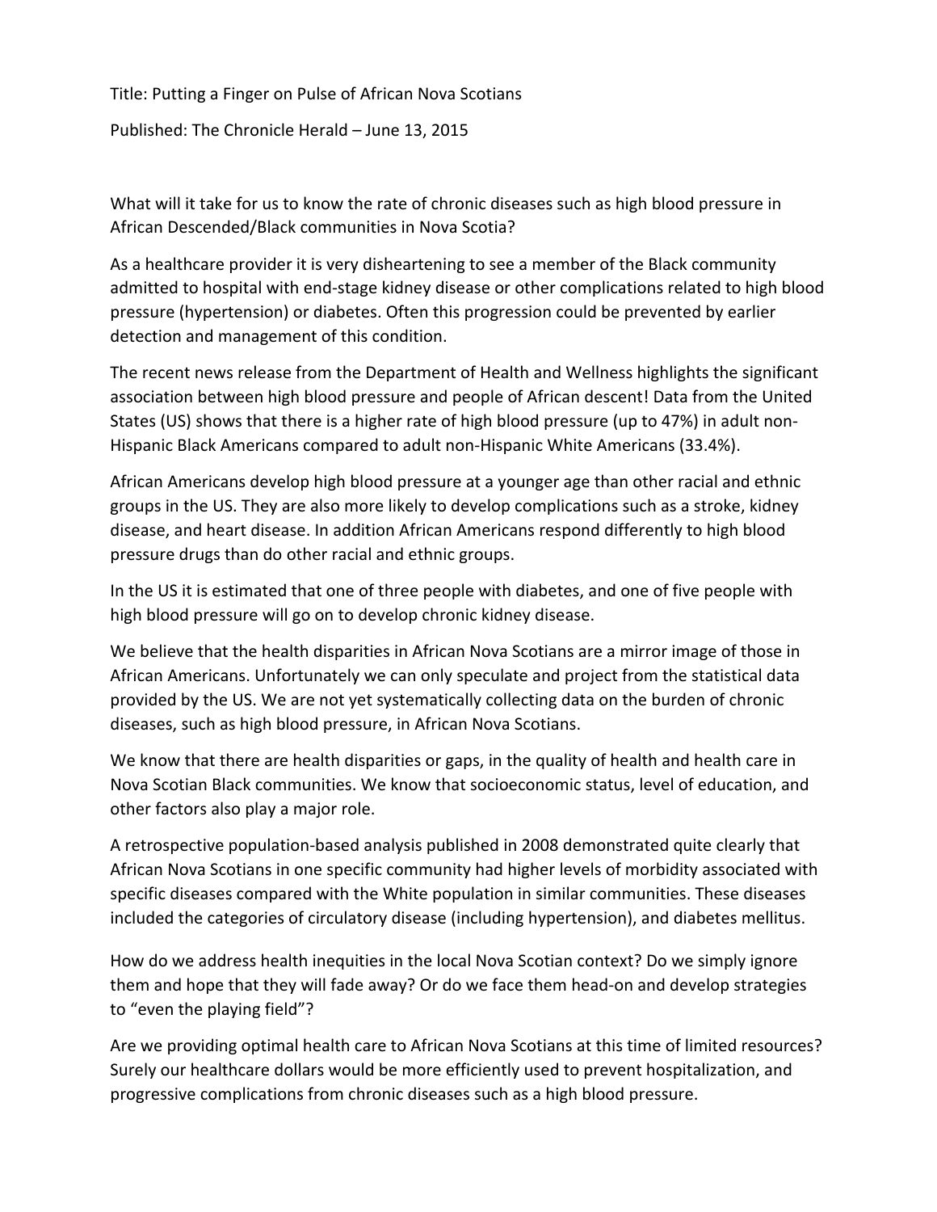Title: Putting a Finger on Pulse of African Nova Scotians

Published: The Chronicle Herald – June 13, 2015

What will it take for us to know the rate of chronic diseases such as high blood pressure in African Descended/Black communities in Nova Scotia?

As a healthcare provider it is very disheartening to see a member of the Black community admitted to hospital with end-stage kidney disease or other complications related to high blood pressure (hypertension) or diabetes. Often this progression could be prevented by earlier detection and management of this condition.

The recent news release from the Department of Health and Wellness highlights the significant association between high blood pressure and people of African descent! Data from the United States (US) shows that there is a higher rate of high blood pressure (up to 47%) in adult non-Hispanic Black Americans compared to adult non-Hispanic White Americans (33.4%).

African Americans develop high blood pressure at a younger age than other racial and ethnic groups in the US. They are also more likely to develop complications such as a stroke, kidney disease, and heart disease. In addition African Americans respond differently to high blood pressure drugs than do other racial and ethnic groups.

In the US it is estimated that one of three people with diabetes, and one of five people with high blood pressure will go on to develop chronic kidney disease.

We believe that the health disparities in African Nova Scotians are a mirror image of those in African Americans. Unfortunately we can only speculate and project from the statistical data provided by the US. We are not yet systematically collecting data on the burden of chronic diseases, such as high blood pressure, in African Nova Scotians.

We know that there are health disparities or gaps, in the quality of health and health care in Nova Scotian Black communities. We know that socioeconomic status, level of education, and other factors also play a major role.

A retrospective population-based analysis published in 2008 demonstrated quite clearly that African Nova Scotians in one specific community had higher levels of morbidity associated with specific diseases compared with the White population in similar communities. These diseases included the categories of circulatory disease (including hypertension), and diabetes mellitus.

How do we address health inequities in the local Nova Scotian context? Do we simply ignore them and hope that they will fade away? Or do we face them head-on and develop strategies to "even the playing field"?

Are we providing optimal health care to African Nova Scotians at this time of limited resources? Surely our healthcare dollars would be more efficiently used to prevent hospitalization, and progressive complications from chronic diseases such as a high blood pressure.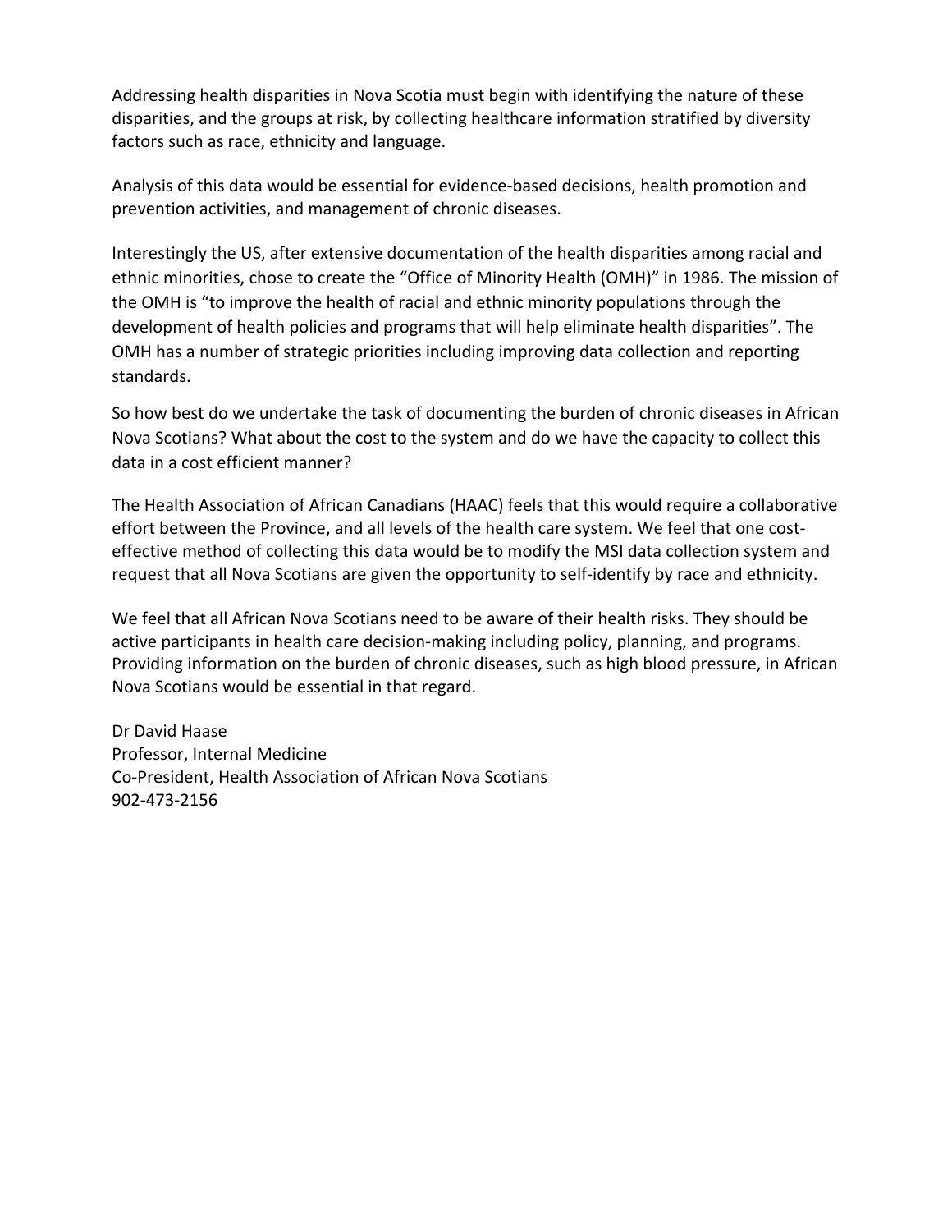Addressing health disparities in Nova Scotia must begin with identifying the nature of these disparities, and the groups at risk, by collecting healthcare information stratified by diversity factors such as race, ethnicity and language.

Analysis of this data would be essential for evidence-based decisions, health promotion and prevention activities, and management of chronic diseases.

Interestingly the US, after extensive documentation of the health disparities among racial and ethnic minorities, chose to create the "Office of Minority Health (OMH)" in 1986. The mission of the OMH is "to improve the health of racial and ethnic minority populations through the development of health policies and programs that will help eliminate health disparities". The OMH has a number of strategic priorities including improving data collection and reporting standards.

So how best do we undertake the task of documenting the burden of chronic diseases in African Nova Scotians? What about the cost to the system and do we have the capacity to collect this data in a cost efficient manner?

The Health Association of African Canadians (HAAC) feels that this would require a collaborative effort between the Province, and all levels of the health care system. We feel that one cost-effective method of collecting this data would be to modify the MSI data collection system and request that all Nova Scotians are given the opportunity to self-identify by race and ethnicity.

We feel that all African Nova Scotians need to be aware of their health risks. They should be active participants in health care decision-making including policy, planning, and programs. Providing information on the burden of chronic diseases, such as high blood pressure, in African Nova Scotians would be essential in that regard.

Dr David Haase  
Professor, Internal Medicine  
Co-President, Health Association of African Nova Scotians  
902-473-2156